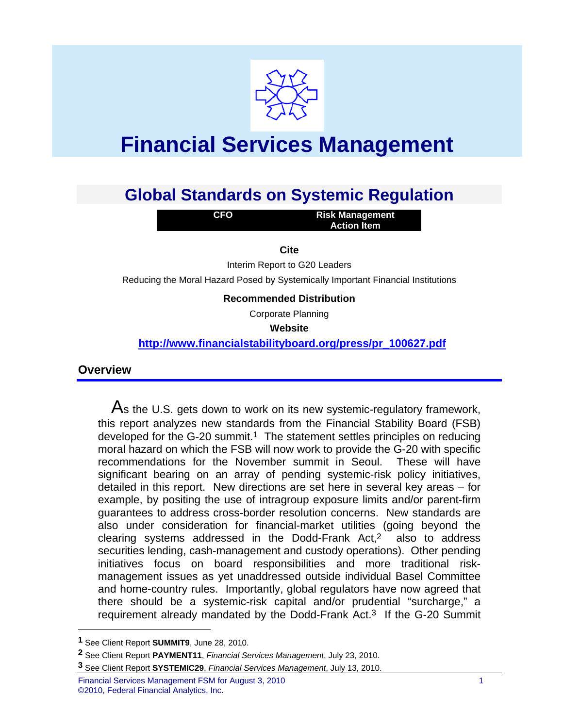# Financial Services Management

## Global Standards on Systemic Regulation

| CFO | Risk Management Action Item |
|---|---|

**Cite**

Interim Report to G20 Leaders

Reducing the Moral Hazard Posed by Systemically Important Financial Institutions

**Recommended Distribution**

Corporate Planning

**Website**

**http://www.financialstabilityboard.org/press/pr_100627.pdf**

### Overview

As the U.S. gets down to work on its new systemic-regulatory framework, this report analyzes new standards from the Financial Stability Board (FSB) developed for the G-20 summit.[1] The statement settles principles on reducing moral hazard on which the FSB will now work to provide the G-20 with specific recommendations for the November summit in Seoul. These will have significant bearing on an array of pending systemic-risk policy initiatives, detailed in this report. New directions are set here in several key areas – for example, by positing the use of intragroup exposure limits and/or parent-firm guarantees to address cross-border resolution concerns. New standards are also under consideration for financial-market utilities (going beyond the clearing systems addressed in the Dodd-Frank Act,[2] also to address securities lending, cash-management and custody operations). Other pending initiatives focus on board responsibilities and more traditional risk-management issues as yet unaddressed outside individual Basel Committee and home-country rules. Importantly, global regulators have now agreed that there should be a systemic-risk capital and/or prudential "surcharge," a requirement already mandated by the Dodd-Frank Act.[3] If the G-20 Summit

---

[1] See Client Report **SUMMIT9**, June 28, 2010.

[2] See Client Report **PAYMENT11**, *Financial Services Management*, July 23, 2010.

[3] See Client Report **SYSTEMIC29**, *Financial Services Management*, July 13, 2010.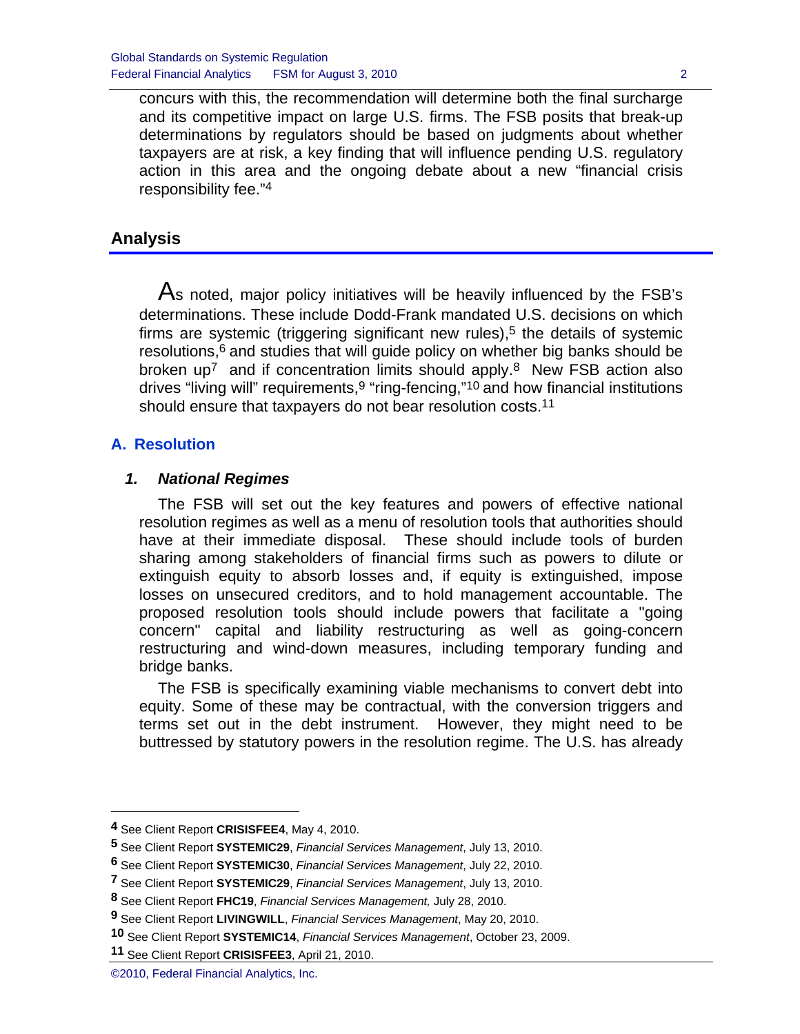concurs with this, the recommendation will determine both the final surcharge and its competitive impact on large U.S. firms. The FSB posits that break-up determinations by regulators should be based on judgments about whether taxpayers are at risk, a key finding that will influence pending U.S. regulatory action in this area and the ongoing debate about a new "financial crisis responsibility fee."[4]

## Analysis

As noted, major policy initiatives will be heavily influenced by the FSB's determinations. These include Dodd-Frank mandated U.S. decisions on which firms are systemic (triggering significant new rules),[5] the details of systemic resolutions,[6] and studies that will guide policy on whether big banks should be broken up[7] and if concentration limits should apply.[8] New FSB action also drives "living will" requirements,[9] "ring-fencing,"[10] and how financial institutions should ensure that taxpayers do not bear resolution costs.[11]

### A. Resolution

#### *1. National Regimes*

The FSB will set out the key features and powers of effective national resolution regimes as well as a menu of resolution tools that authorities should have at their immediate disposal. These should include tools of burden sharing among stakeholders of financial firms such as powers to dilute or extinguish equity to absorb losses and, if equity is extinguished, impose losses on unsecured creditors, and to hold management accountable. The proposed resolution tools should include powers that facilitate a "going concern" capital and liability restructuring as well as going-concern restructuring and wind-down measures, including temporary funding and bridge banks.

The FSB is specifically examining viable mechanisms to convert debt into equity. Some of these may be contractual, with the conversion triggers and terms set out in the debt instrument. However, they might need to be buttressed by statutory powers in the resolution regime. The U.S. has already

---

**4** See Client Report **CRISISFEE4**, May 4, 2010.

**5** See Client Report **SYSTEMIC29**, *Financial Services Management*, July 13, 2010.

**6** See Client Report **SYSTEMIC30**, *Financial Services Management*, July 22, 2010.

**7** See Client Report **SYSTEMIC29**, *Financial Services Management*, July 13, 2010.

**8** See Client Report **FHC19**, *Financial Services Management,* July 28, 2010.

**9** See Client Report **LIVINGWILL**, *Financial Services Management*, May 20, 2010.

**10** See Client Report **SYSTEMIC14**, *Financial Services Management*, October 23, 2009.

**11** See Client Report **CRISISFEE3**, April 21, 2010.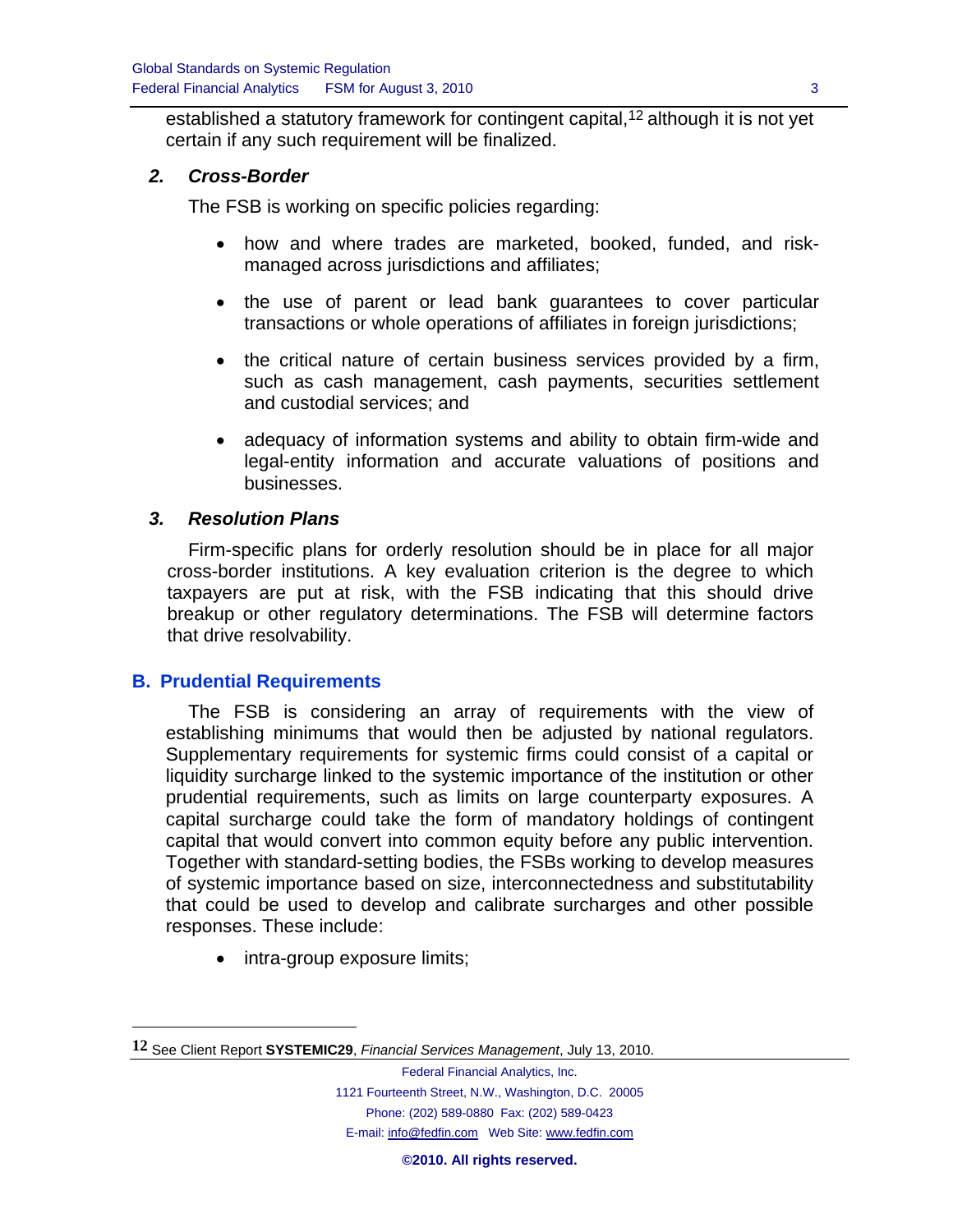established a statutory framework for contingent capital,[12] although it is not yet certain if any such requirement will be finalized.

### *2. Cross-Border*

The FSB is working on specific policies regarding:

- how and where trades are marketed, booked, funded, and risk-managed across jurisdictions and affiliates;
- the use of parent or lead bank guarantees to cover particular transactions or whole operations of affiliates in foreign jurisdictions;
- the critical nature of certain business services provided by a firm, such as cash management, cash payments, securities settlement and custodial services; and
- adequacy of information systems and ability to obtain firm-wide and legal-entity information and accurate valuations of positions and businesses.

### *3. Resolution Plans*

Firm-specific plans for orderly resolution should be in place for all major cross-border institutions. A key evaluation criterion is the degree to which taxpayers are put at risk, with the FSB indicating that this should drive breakup or other regulatory determinations. The FSB will determine factors that drive resolvability.

## B. Prudential Requirements

The FSB is considering an array of requirements with the view of establishing minimums that would then be adjusted by national regulators. Supplementary requirements for systemic firms could consist of a capital or liquidity surcharge linked to the systemic importance of the institution or other prudential requirements, such as limits on large counterparty exposures. A capital surcharge could take the form of mandatory holdings of contingent capital that would convert into common equity before any public intervention. Together with standard-setting bodies, the FSBs working to develop measures of systemic importance based on size, interconnectedness and substitutability that could be used to develop and calibrate surcharges and other possible responses. These include:

- intra-group exposure limits;

---

[12] See Client Report **SYSTEMIC29**, *Financial Services Management*, July 13, 2010.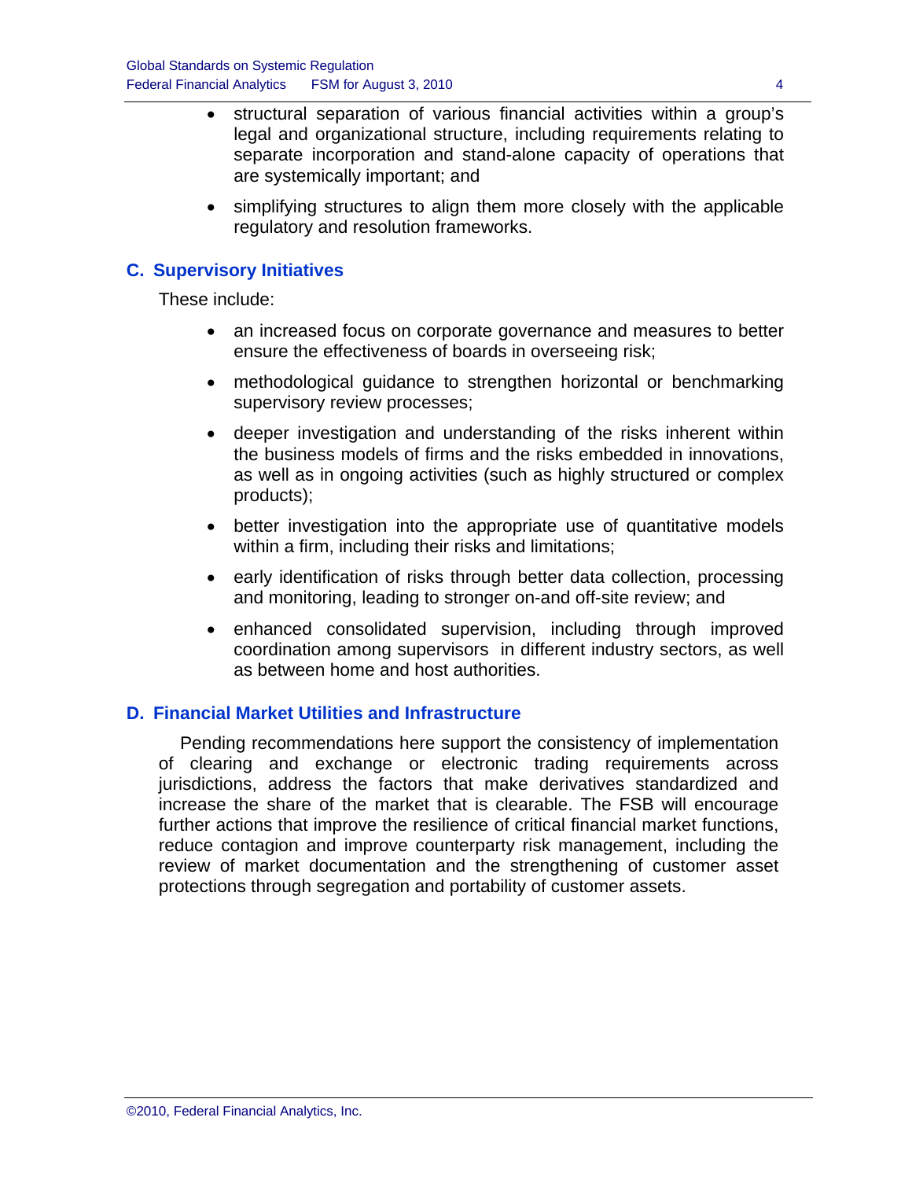- structural separation of various financial activities within a group's legal and organizational structure, including requirements relating to separate incorporation and stand-alone capacity of operations that are systemically important; and
- simplifying structures to align them more closely with the applicable regulatory and resolution frameworks.

## C. Supervisory Initiatives

These include:

- an increased focus on corporate governance and measures to better ensure the effectiveness of boards in overseeing risk;
- methodological guidance to strengthen horizontal or benchmarking supervisory review processes;
- deeper investigation and understanding of the risks inherent within the business models of firms and the risks embedded in innovations, as well as in ongoing activities (such as highly structured or complex products);
- better investigation into the appropriate use of quantitative models within a firm, including their risks and limitations;
- early identification of risks through better data collection, processing and monitoring, leading to stronger on-and off-site review; and
- enhanced consolidated supervision, including through improved coordination among supervisors in different industry sectors, as well as between home and host authorities.

## D. Financial Market Utilities and Infrastructure

Pending recommendations here support the consistency of implementation of clearing and exchange or electronic trading requirements across jurisdictions, address the factors that make derivatives standardized and increase the share of the market that is clearable. The FSB will encourage further actions that improve the resilience of critical financial market functions, reduce contagion and improve counterparty risk management, including the review of market documentation and the strengthening of customer asset protections through segregation and portability of customer assets.